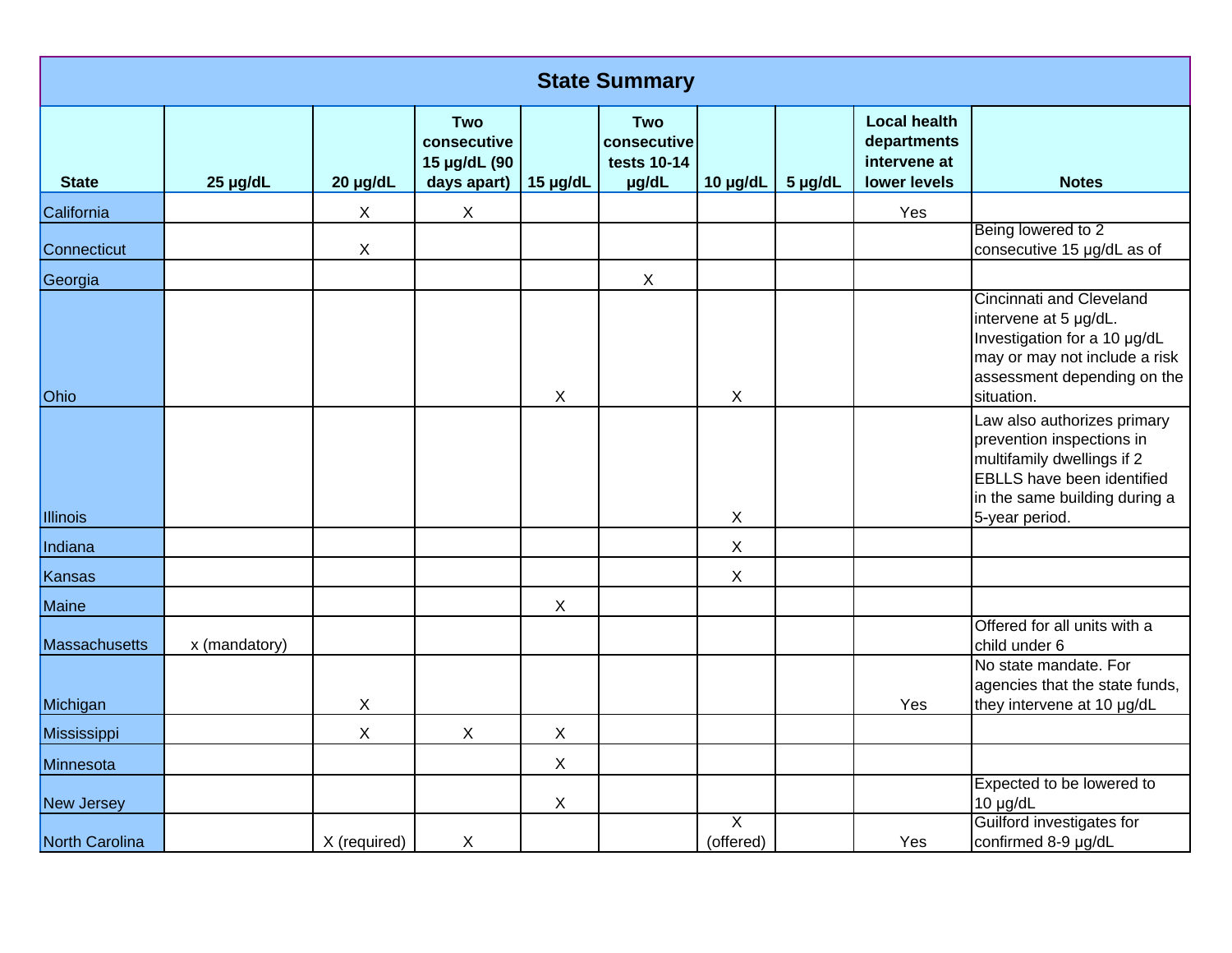## State Summary

| State | 25 μg/dL | 20 μg/dL | Two consecutive 15 μg/dL (90 days apart) | 15 μg/dL | Two consecutive tests 10-14 μg/dL | 10 μg/dL | 5 μg/dL | Local health departments intervene at lower levels | Notes |
|---|---|---|---|---|---|---|---|---|---|
| California | | X | X | | | | | Yes | |
| Connecticut | | X | | | | | | | Being lowered to 2 consecutive 15 μg/dL as of |
| Georgia | | | | | X | | | | |
| Ohio | | | | X | | X | | | Cincinnati and Cleveland intervene at 5 μg/dL. Investigation for a 10 μg/dL may or may not include a risk assessment depending on the situation. |
| Illinois | | | | | | X | | | Law also authorizes primary prevention inspections in multifamily dwellings if 2 EBLLS have been identified in the same building during a 5-year period. |
| Indiana | | | | | | X | | | |
| Kansas | | | | | | X | | | |
| Maine | | | | X | | | | | |
| Massachusetts | x (mandatory) | | | | | | | | Offered for all units with a child under 6 |
| Michigan | | X | | | | | | Yes | No state mandate. For agencies that the state funds, they intervene at 10 μg/dL |
| Mississippi | | X | X | X | | | | | |
| Minnesota | | | | X | | | | | |
| New Jersey | | | | X | | | | | Expected to be lowered to 10 μg/dL |
| North Carolina | | X (required) | X | | | X (offered) | | Yes | Guilford investigates for confirmed 8-9 μg/dL |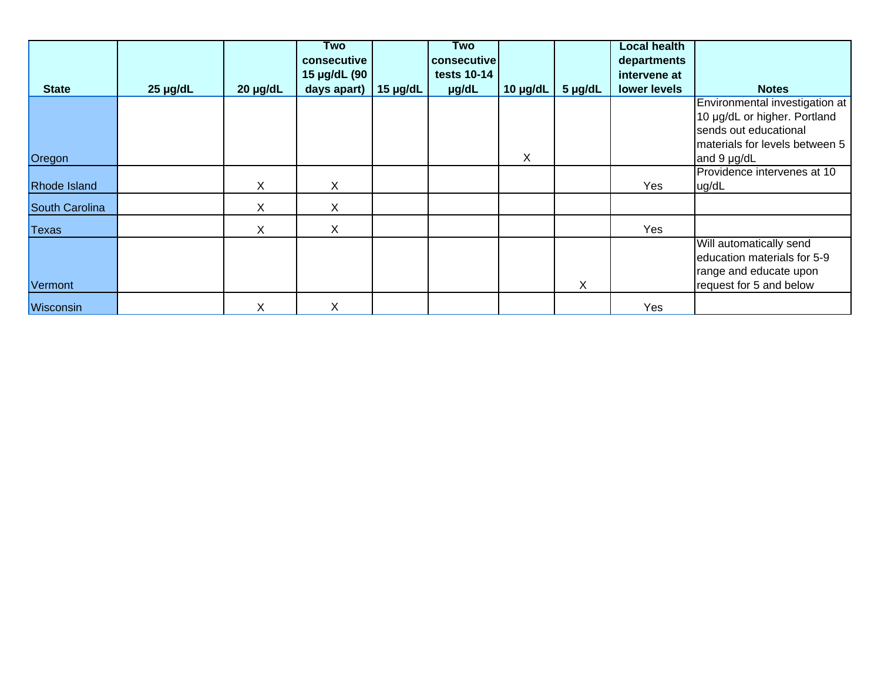| State | 25 μg/dL | 20 μg/dL | Two consecutive 15 μg/dL (90 days apart) | 15 μg/dL | Two consecutive tests 10-14 μg/dL | 10 μg/dL | 5 μg/dL | Local health departments intervene at lower levels | Notes |
|---|---|---|---|---|---|---|---|---|---|
| Oregon | | | | | | X | | | Environmental investigation at 10 μg/dL or higher. Portland sends out educational materials for levels between 5 and 9 μg/dL |
| Rhode Island | | X | X | | | | | Yes | Providence intervenes at 10 ug/dL |
| South Carolina | | X | X | | | | | | |
| Texas | | X | X | | | | | Yes | |
| Vermont | | | | | | | X | | Will automatically send education materials for 5-9 range and educate upon request for 5 and below |
| Wisconsin | | X | X | | | | | Yes | |